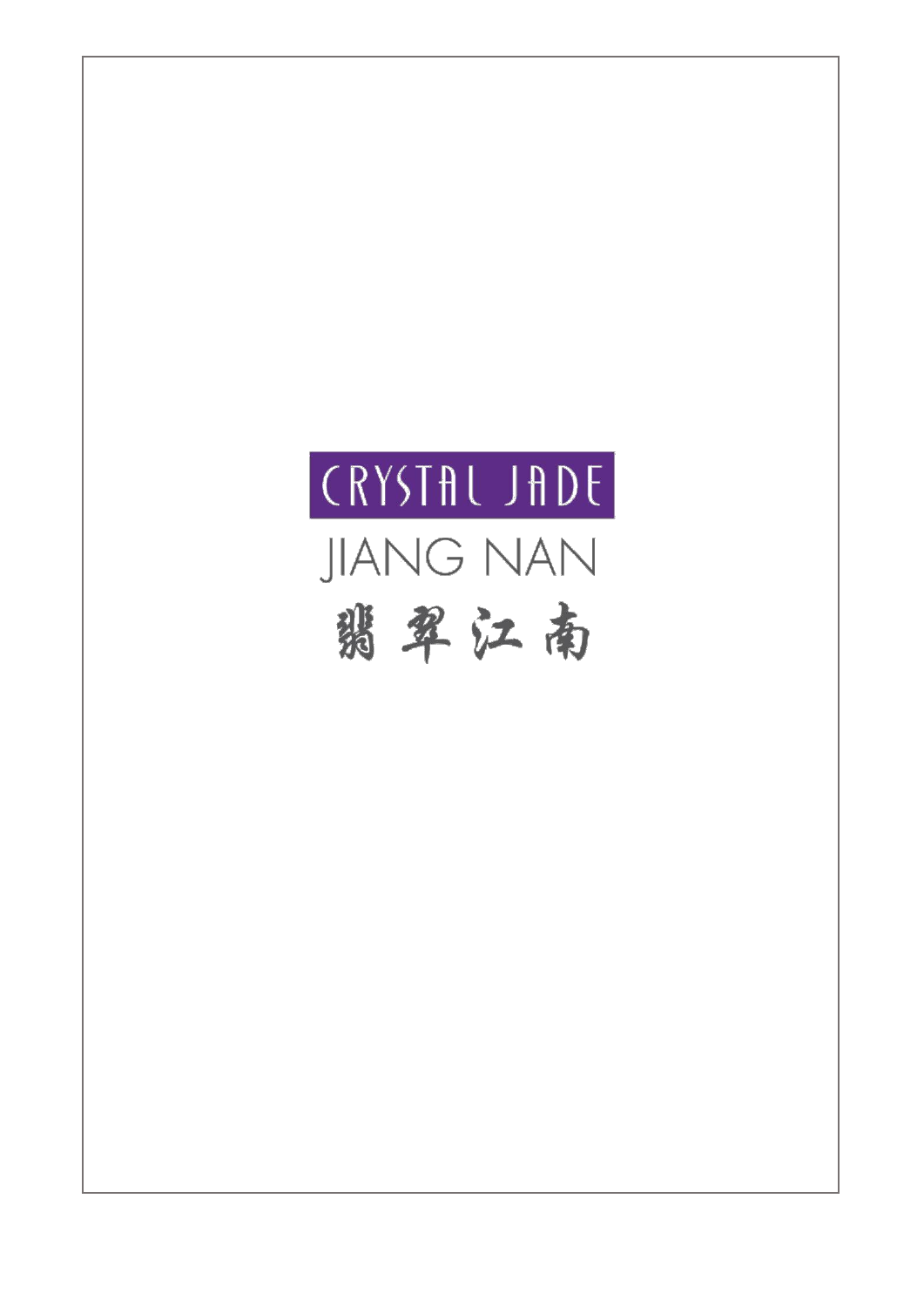# CRYSTAL JADE

## JIANG NAN

## 翡翠江南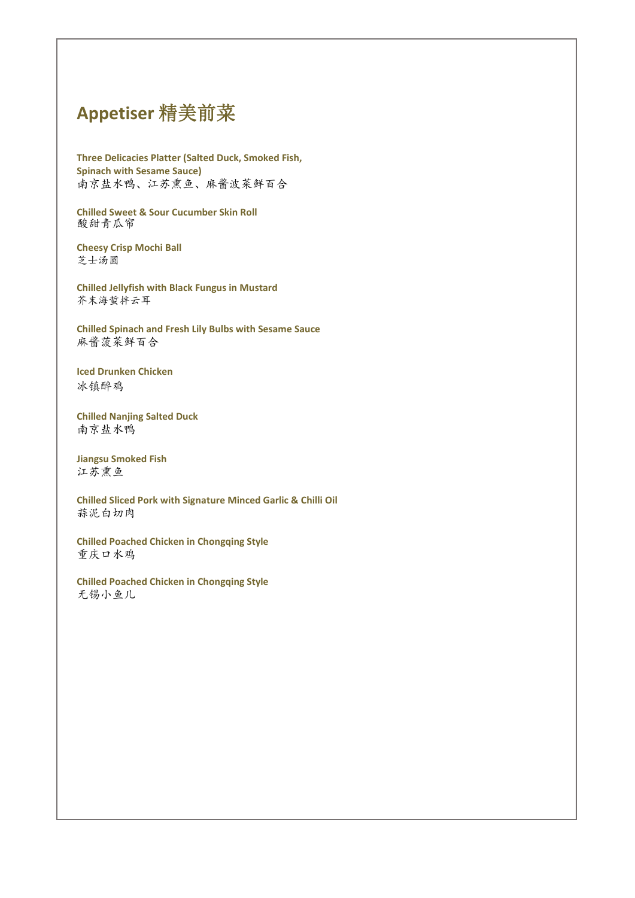# Appetiser 精美前菜

**Three Delicacies Platter (Salted Duck, Smoked Fish, Spinach with Sesame Sauce)**
南京盐水鸭、江苏熏鱼、麻酱波菜鲜百合

**Chilled Sweet & Sour Cucumber Skin Roll**
酸甜青瓜帘

**Cheesy Crisp Mochi Ball**
芝士汤圆

**Chilled Jellyfish with Black Fungus in Mustard**
芥末海蜇拌云耳

**Chilled Spinach and Fresh Lily Bulbs with Sesame Sauce**
麻酱菠菜鲜百合

**Iced Drunken Chicken**
冰镇醉鸡

**Chilled Nanjing Salted Duck**
南京盐水鸭

**Jiangsu Smoked Fish**
江苏熏鱼

**Chilled Sliced Pork with Signature Minced Garlic & Chilli Oil**
蒜泥白切肉

**Chilled Poached Chicken in Chongqing Style**
重庆口水鸡

**Chilled Poached Chicken in Chongqing Style**
无锡小鱼儿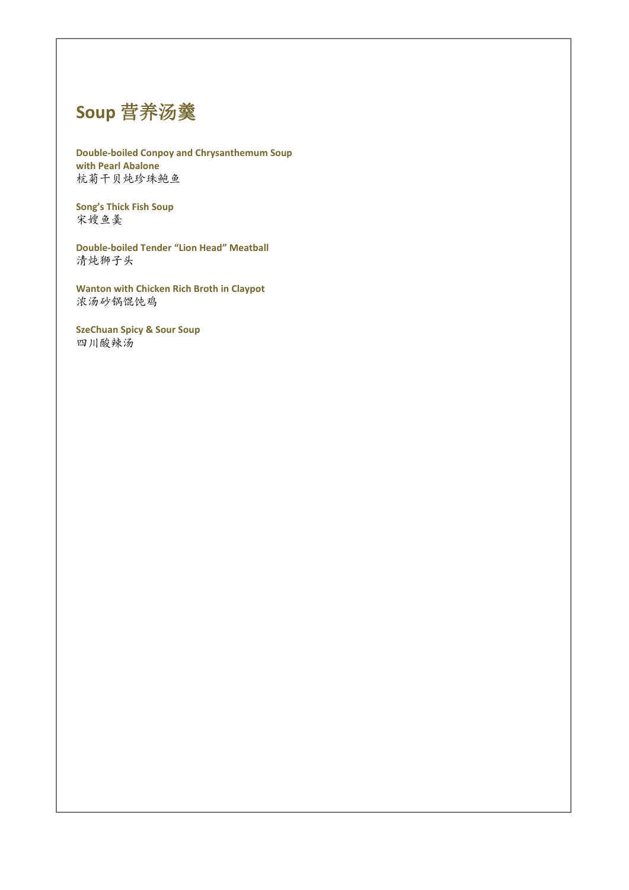# Soup 营养汤羹

**Double-boiled Conpoy and Chrysanthemum Soup with Pearl Abalone**
杭菊干贝炖珍珠鲍鱼

**Song's Thick Fish Soup**
宋嫂鱼羹

**Double-boiled Tender "Lion Head" Meatball**
清炖狮子头

**Wanton with Chicken Rich Broth in Claypot**
浓汤砂锅馄饨鸡

**SzeChuan Spicy & Sour Soup**
四川酸辣汤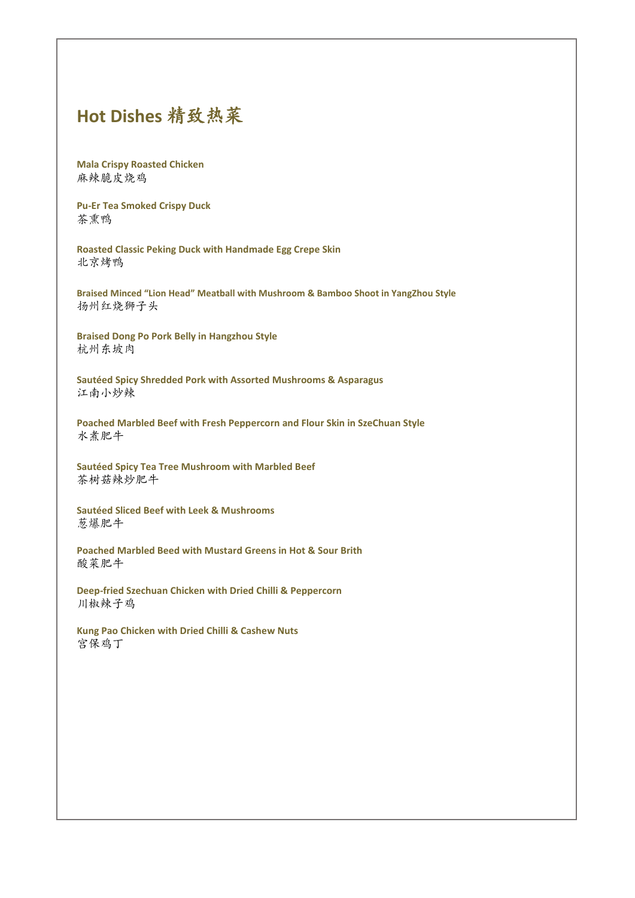# Hot Dishes 精致热菜

**Mala Crispy Roasted Chicken**
麻辣脆皮烧鸡

**Pu-Er Tea Smoked Crispy Duck**
茶熏鸭

**Roasted Classic Peking Duck with Handmade Egg Crepe Skin**
北京烤鸭

**Braised Minced "Lion Head" Meatball with Mushroom & Bamboo Shoot in YangZhou Style**
扬州红烧狮子头

**Braised Dong Po Pork Belly in Hangzhou Style**
杭州东坡肉

**Sautéed Spicy Shredded Pork with Assorted Mushrooms & Asparagus**
江南小炒辣

**Poached Marbled Beef with Fresh Peppercorn and Flour Skin in SzeChuan Style**
水煮肥牛

**Sautéed Spicy Tea Tree Mushroom with Marbled Beef**
茶树菇辣炒肥牛

**Sautéed Sliced Beef with Leek & Mushrooms**
葱爆肥牛

**Poached Marbled Beed with Mustard Greens in Hot & Sour Brith**
酸菜肥牛

**Deep-fried Szechuan Chicken with Dried Chilli & Peppercorn**
川椒辣子鸡

**Kung Pao Chicken with Dried Chilli & Cashew Nuts**
宫保鸡丁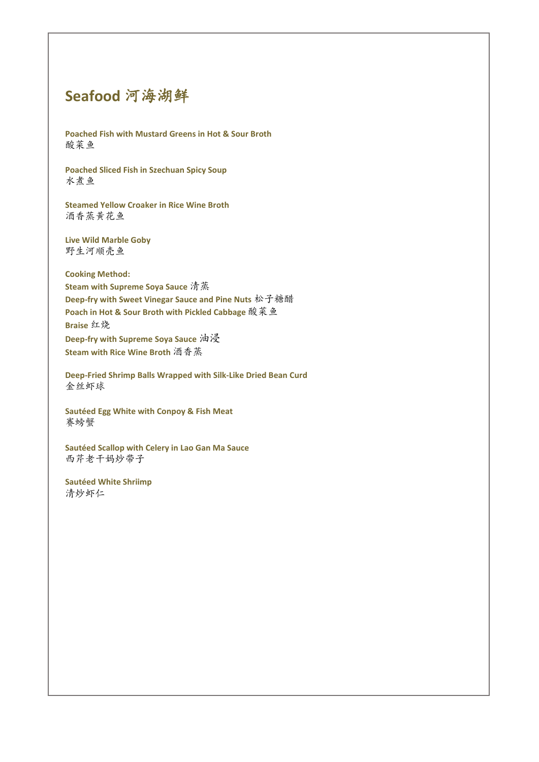# Seafood 河海湖鲜

**Poached Fish with Mustard Greens in Hot & Sour Broth**
酸菜鱼

**Poached Sliced Fish in Szechuan Spicy Soup**
水煮鱼

**Steamed Yellow Croaker in Rice Wine Broth**
酒香蒸黄花鱼

**Live Wild Marble Goby**
野生河顺壳鱼

**Cooking Method:**
**Steam with Supreme Soya Sauce** 清蒸
**Deep-fry with Sweet Vinegar Sauce and Pine Nuts** 松子糖醋
**Poach in Hot & Sour Broth with Pickled Cabbage** 酸菜鱼
**Braise** 红烧
**Deep-fry with Supreme Soya Sauce** 油浸
**Steam with Rice Wine Broth** 酒香蒸

**Deep-Fried Shrimp Balls Wrapped with Silk-Like Dried Bean Curd**
金丝虾球

**Sautéed Egg White with Conpoy & Fish Meat**
赛螃蟹

**Sautéed Scallop with Celery in Lao Gan Ma Sauce**
西芹老干妈炒带子

**Sautéed White Shriimp**
清炒虾仁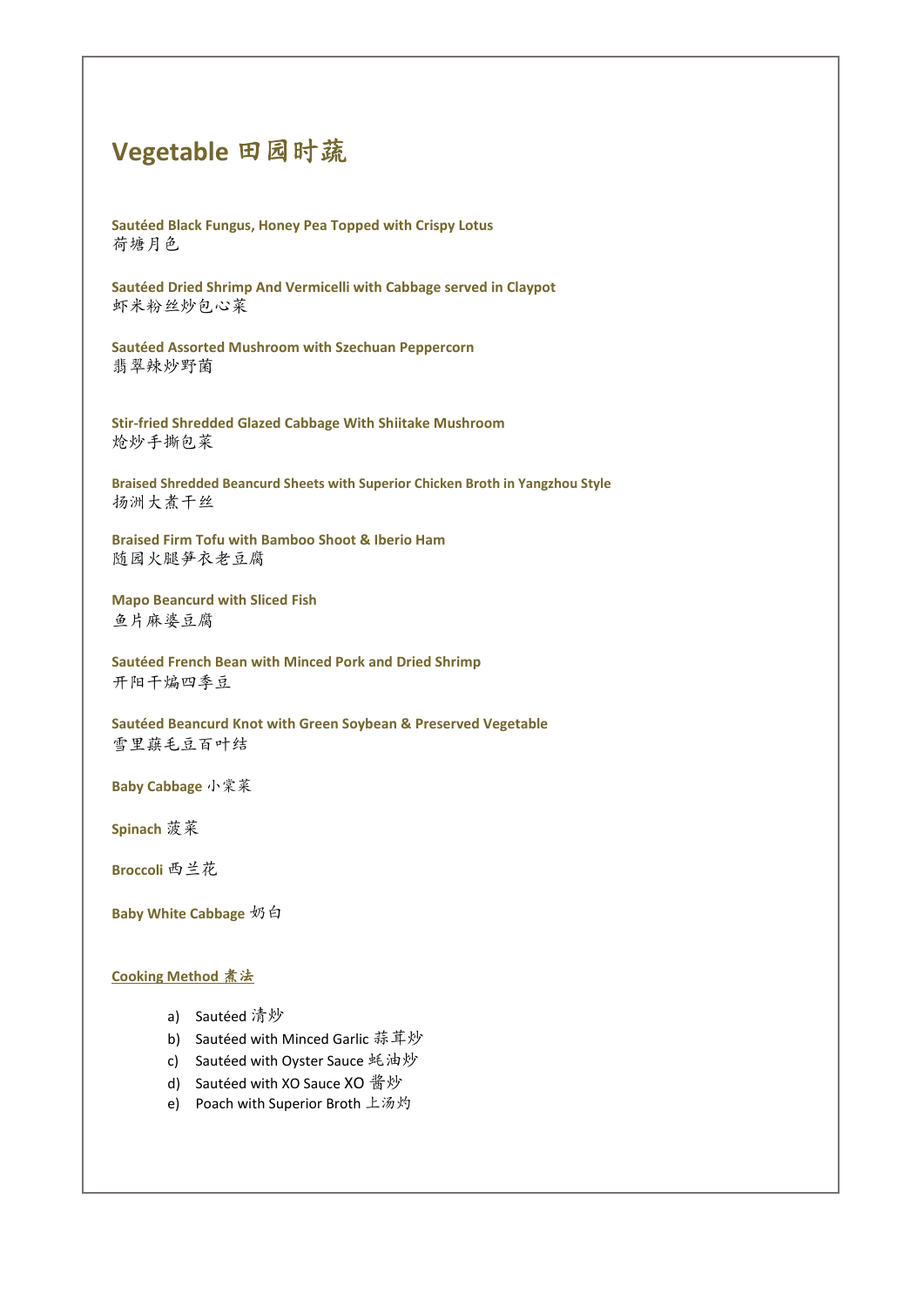# Vegetable 田园时蔬

**Sautéed Black Fungus, Honey Pea Topped with Crispy Lotus**
荷塘月色

**Sautéed Dried Shrimp And Vermicelli with Cabbage served in Claypot**
虾米粉丝炒包心菜

**Sautéed Assorted Mushroom with Szechuan Peppercorn**
翡翠辣炒野菌

**Stir-fried Shredded Glazed Cabbage With Shiitake Mushroom**
炝炒手撕包菜

**Braised Shredded Beancurd Sheets with Superior Chicken Broth in Yangzhou Style**
扬洲大煮干丝

**Braised Firm Tofu with Bamboo Shoot & Iberio Ham**
随园火腿笋衣老豆腐

**Mapo Beancurd with Sliced Fish**
鱼片麻婆豆腐

**Sautéed French Bean with Minced Pork and Dried Shrimp**
开阳干煸四季豆

**Sautéed Beancurd Knot with Green Soybean & Preserved Vegetable**
雪里蕻毛豆百叶结

**Baby Cabbage** 小棠菜

**Spinach** 菠菜

**Broccoli** 西兰花

**Baby White Cabbage** 奶白

**Cooking Method 煮法**

a) Sautéed 清炒
b) Sautéed with Minced Garlic 蒜茸炒
c) Sautéed with Oyster Sauce 蚝油炒
d) Sautéed with XO Sauce XO 酱炒
e) Poach with Superior Broth 上汤灼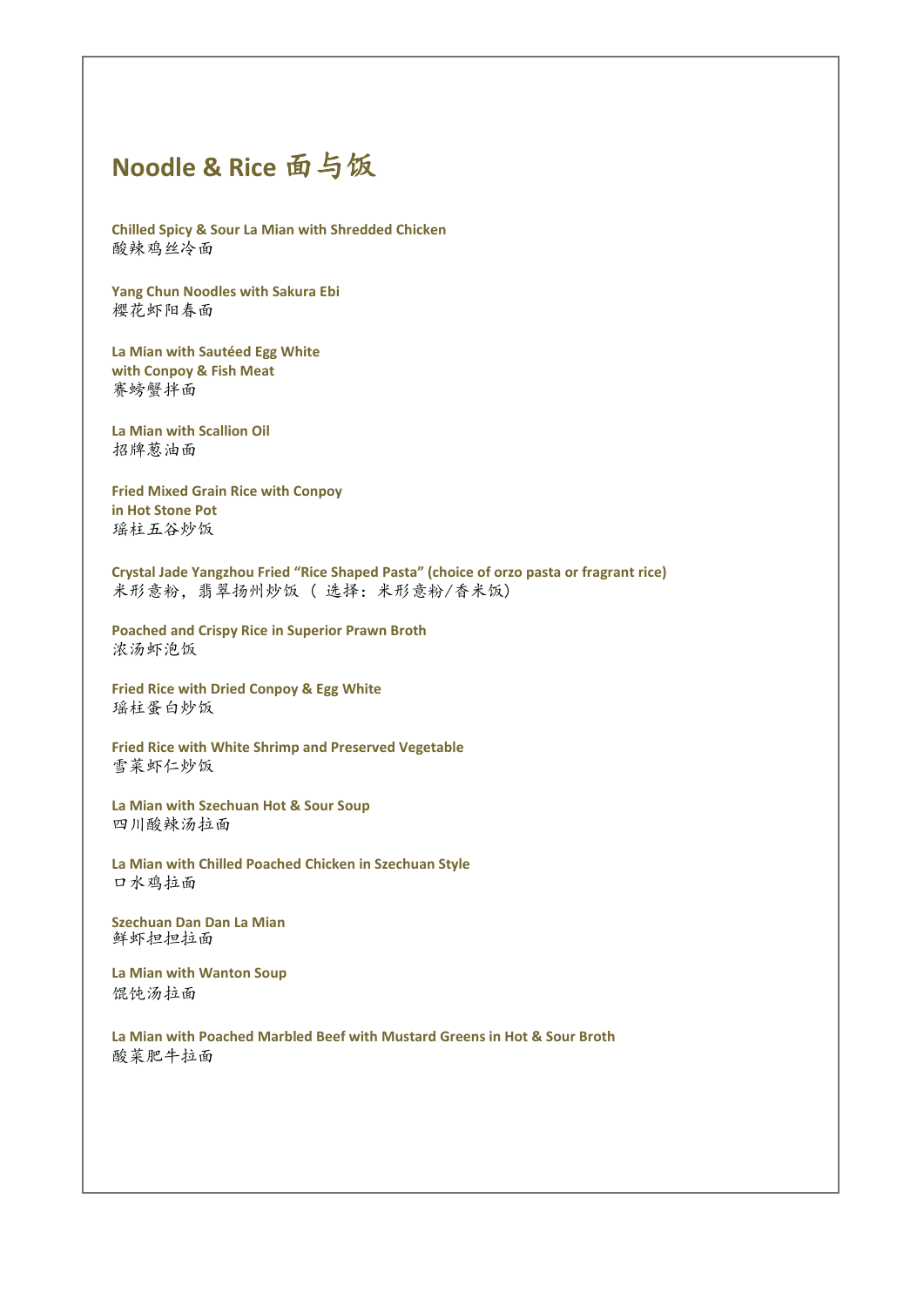# Noodle & Rice 面与饭

**Chilled Spicy & Sour La Mian with Shredded Chicken**
酸辣鸡丝冷面

**Yang Chun Noodles with Sakura Ebi**
樱花虾阳春面

**La Mian with Sautéed Egg White**
**with Conpoy & Fish Meat**
赛螃蟹拌面

**La Mian with Scallion Oil**
招牌葱油面

**Fried Mixed Grain Rice with Conpoy**
**in Hot Stone Pot**
瑶柱五谷炒饭

**Crystal Jade Yangzhou Fried "Rice Shaped Pasta" (choice of orzo pasta or fragrant rice)**
米形意粉，翡翠扬州炒饭 ( 选择：米形意粉/香米饭)

**Poached and Crispy Rice in Superior Prawn Broth**
浓汤虾泡饭

**Fried Rice with Dried Conpoy & Egg White**
瑶柱蛋白炒饭

**Fried Rice with White Shrimp and Preserved Vegetable**
雪菜虾仁炒饭

**La Mian with Szechuan Hot & Sour Soup**
四川酸辣汤拉面

**La Mian with Chilled Poached Chicken in Szechuan Style**
口水鸡拉面

**Szechuan Dan Dan La Mian**
鲜虾担担拉面

**La Mian with Wanton Soup**
馄饨汤拉面

**La Mian with Poached Marbled Beef with Mustard Greens in Hot & Sour Broth**
酸菜肥牛拉面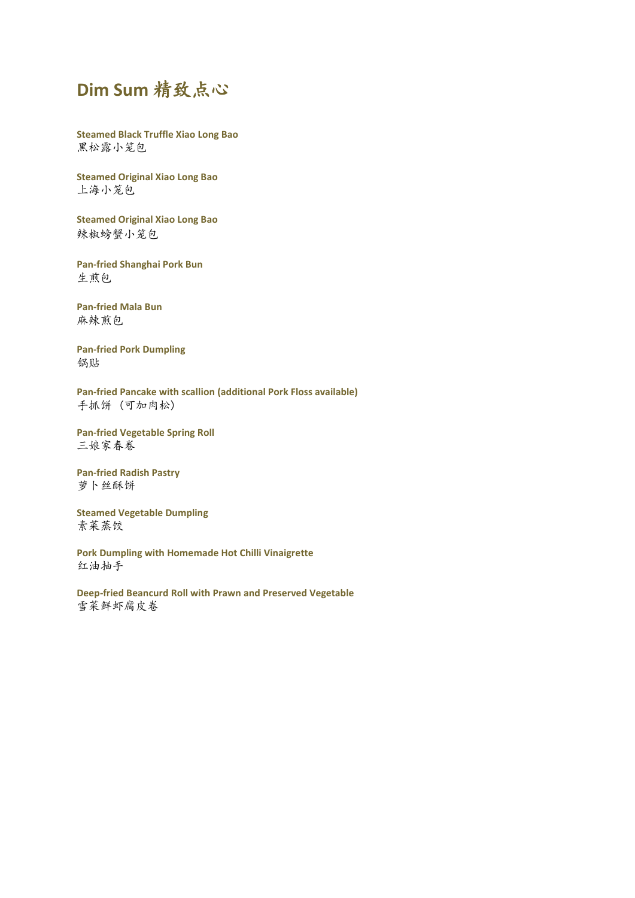# Dim Sum 精致点心

**Steamed Black Truffle Xiao Long Bao**
黑松露小笼包

**Steamed Original Xiao Long Bao**
上海小笼包

**Steamed Original Xiao Long Bao**
辣椒螃蟹小笼包

**Pan-fried Shanghai Pork Bun**
生煎包

**Pan-fried Mala Bun**
麻辣煎包

**Pan-fried Pork Dumpling**
锅贴

**Pan-fried Pancake with scallion (additional Pork Floss available)**
手抓饼 （可加肉松）

**Pan-fried Vegetable Spring Roll**
三娘家春卷

**Pan-fried Radish Pastry**
萝卜丝酥饼

**Steamed Vegetable Dumpling**
素菜蒸饺

**Pork Dumpling with Homemade Hot Chilli Vinaigrette**
红油抽手

**Deep-fried Beancurd Roll with Prawn and Preserved Vegetable**
雪菜鲜虾腐皮卷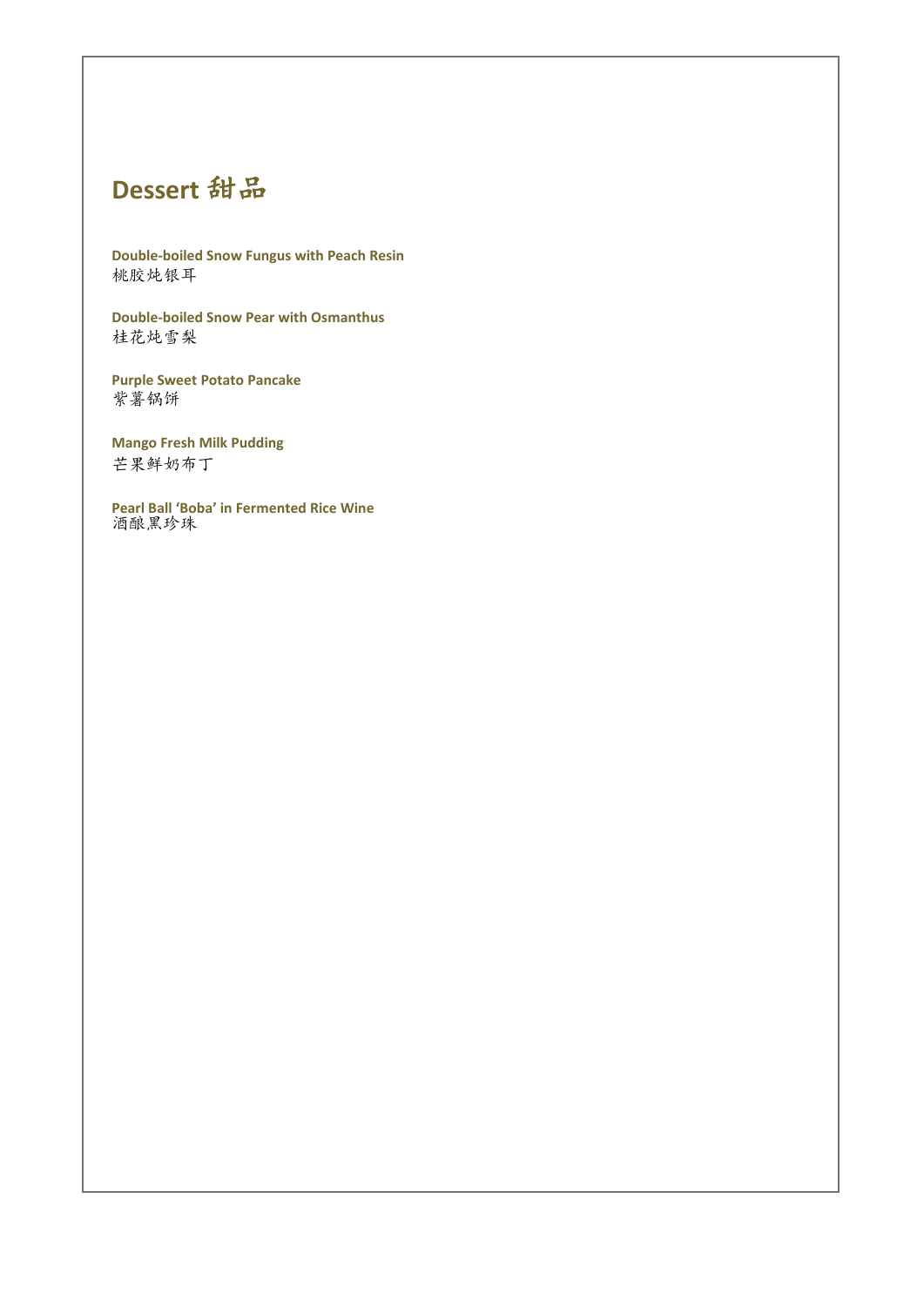# Dessert 甜品

**Double-boiled Snow Fungus with Peach Resin**
桃胶炖银耳

**Double-boiled Snow Pear with Osmanthus**
桂花炖雪梨

**Purple Sweet Potato Pancake**
紫薯锅饼

**Mango Fresh Milk Pudding**
芒果鲜奶布丁

**Pearl Ball ‘Boba’ in Fermented Rice Wine**
酒酿黑珍珠